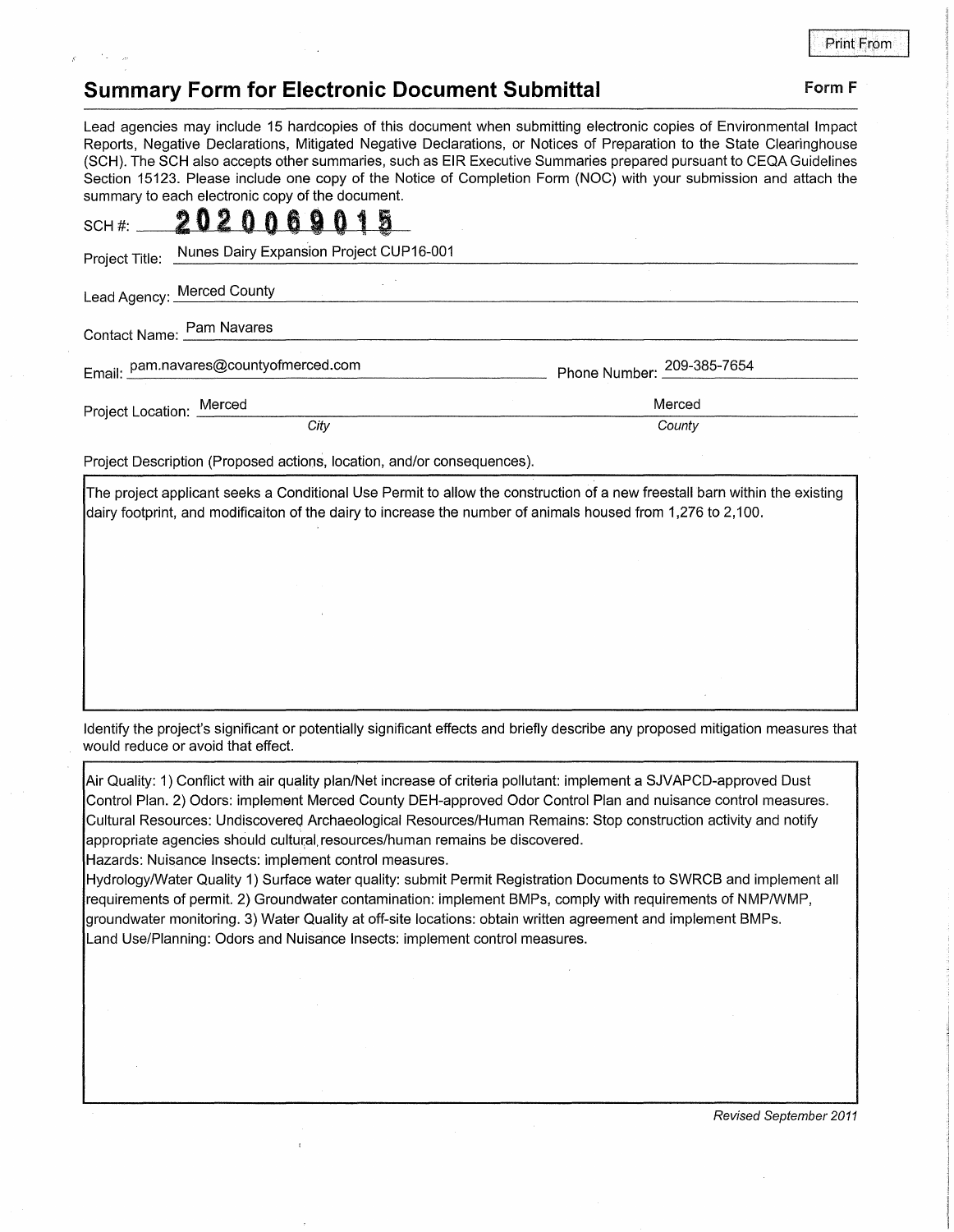Print From

## Summary Form for Electronic Document Submittal

**Form F**

Lead agencies may include 15 hardcopies of this document when submitting electronic copies of Environmental Impact Reports, Negative Declarations, Mitigated Negative Declarations, or Notices of Preparation to the State Clearinghouse (SCH). The SCH also accepts other summaries, such as EIR Executive Summaries prepared pursuant to CEQA Guidelines Section 15123. Please include one copy of the Notice of Completion Form (NOC) with your submission and attach the summary to each electronic copy of the document.

SCH #: **2020069015**

Project Title: Nunes Dairy Expansion Project CUP16-001

Lead Agency: Merced County

Contact Name: Pam Navares

Email: pam.navares@countyofmerced.com    Phone Number: 209-385-7654

Project Location: Merced (*City*)    Merced (*County*)

Project Description (Proposed actions, location, and/or consequences).

The project applicant seeks a Conditional Use Permit to allow the construction of a new freestall barn within the existing dairy footprint, and modificaiton of the dairy to increase the number of animals housed from 1,276 to 2,100.

Identify the project's significant or potentially significant effects and briefly describe any proposed mitigation measures that would reduce or avoid that effect.

Air Quality: 1) Conflict with air quality plan/Net increase of criteria pollutant: implement a SJVAPCD-approved Dust Control Plan. 2) Odors: implement Merced County DEH-approved Odor Control Plan and nuisance control measures.
Cultural Resources: Undiscovered Archaeological Resources/Human Remains: Stop construction activity and notify appropriate agencies should cultural resources/human remains be discovered.
Hazards: Nuisance Insects: implement control measures.
Hydrology/Water Quality 1) Surface water quality: submit Permit Registration Documents to SWRCB and implement all requirements of permit. 2) Groundwater contamination: implement BMPs, comply with requirements of NMP/WMP, groundwater monitoring. 3) Water Quality at off-site locations: obtain written agreement and implement BMPs.
Land Use/Planning: Odors and Nuisance Insects: implement control measures.

*Revised September 2011*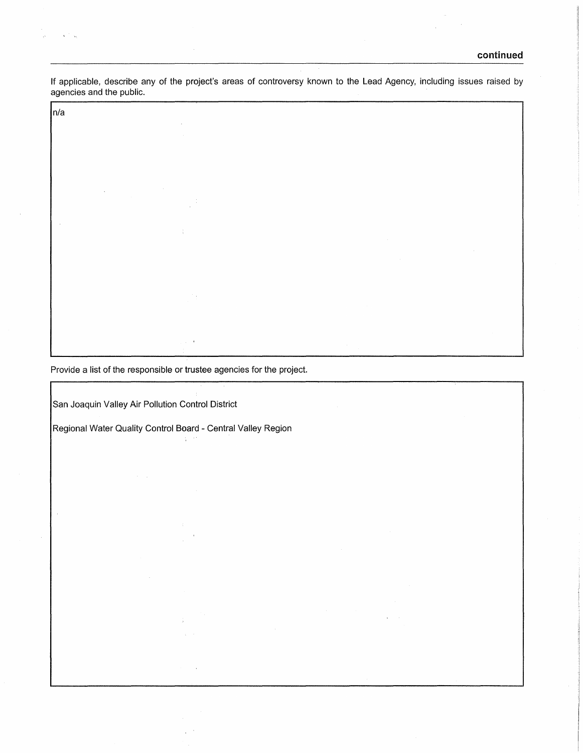**continued**

If applicable, describe any of the project's areas of controversy known to the Lead Agency, including issues raised by agencies and the public.

n/a

Provide a list of the responsible or trustee agencies for the project.

San Joaquin Valley Air Pollution Control District

Regional Water Quality Control Board - Central Valley Region